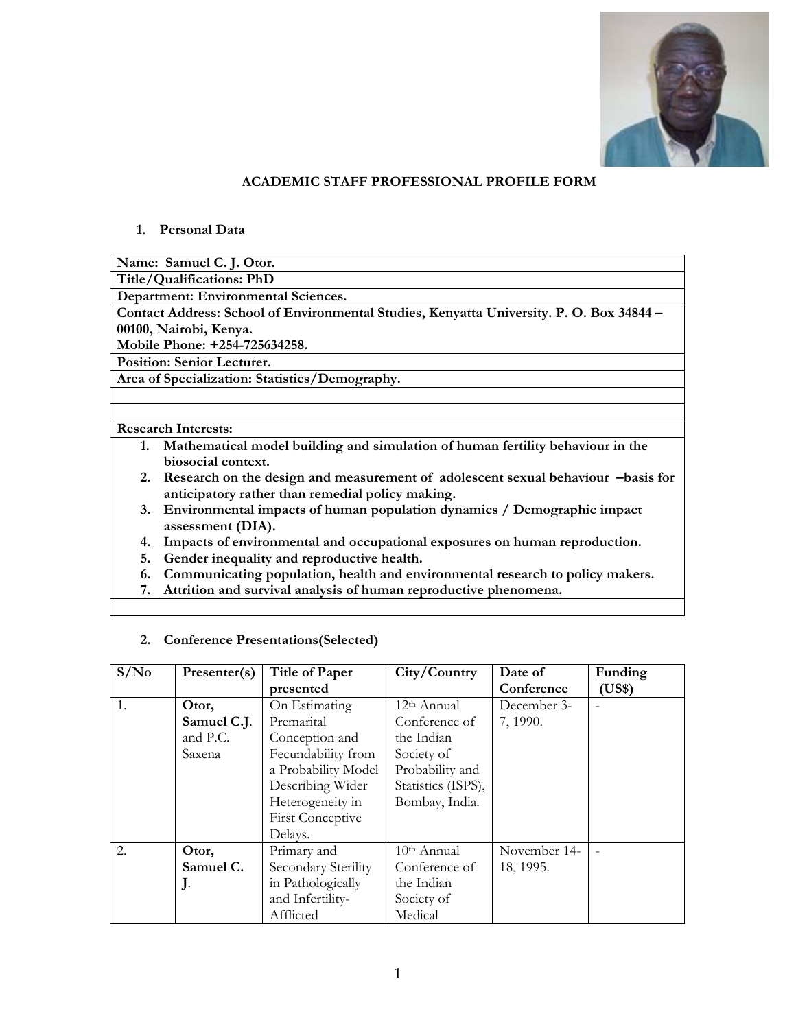## ACADEMIC STAFF PROFESSIONAL PROFILE FORM

### 1. Personal Data

| |
|---|
| **Name: Samuel C. J. Otor.** |
| **Title/Qualifications: PhD** |
| **Department: Environmental Sciences.** |
| **Contact Address: School of Environmental Studies, Kenyatta University. P. O. Box 34844 – 00100, Nairobi, Kenya.** **Mobile Phone: +254-725634258.** |
| **Position: Senior Lecturer.** |
| **Area of Specialization: Statistics/Demography.** |
| |
| |
| **Research Interests:** |
| **1. Mathematical model building and simulation of human fertility behaviour in the biosocial context.** **2. Research on the design and measurement of adolescent sexual behaviour –basis for anticipatory rather than remedial policy making.** **3. Environmental impacts of human population dynamics / Demographic impact assessment (DIA).** **4. Impacts of environmental and occupational exposures on human reproduction.** **5. Gender inequality and reproductive health.** **6. Communicating population, health and environmental research to policy makers.** **7. Attrition and survival analysis of human reproductive phenomena.** |
| |

### 2. Conference Presentations(Selected)

| S/No | Presenter(s) | Title of Paper presented | City/Country | Date of Conference | Funding (US$) |
|---|---|---|---|---|---|
| 1. | **Otor, Samuel C.J**. and P.C. Saxena | On Estimating Premarital Conception and Fecundability from a Probability Model Describing Wider Heterogeneity in First Conceptive Delays. | 12th Annual Conference of the Indian Society of Probability and Statistics (ISPS), Bombay, India. | December 3-7, 1990. | - |
| 2. | **Otor, Samuel C. J**. | Primary and Secondary Sterility in Pathologically and Infertility-Afflicted | 10th Annual Conference of the Indian Society of Medical | November 14-18, 1995. | - |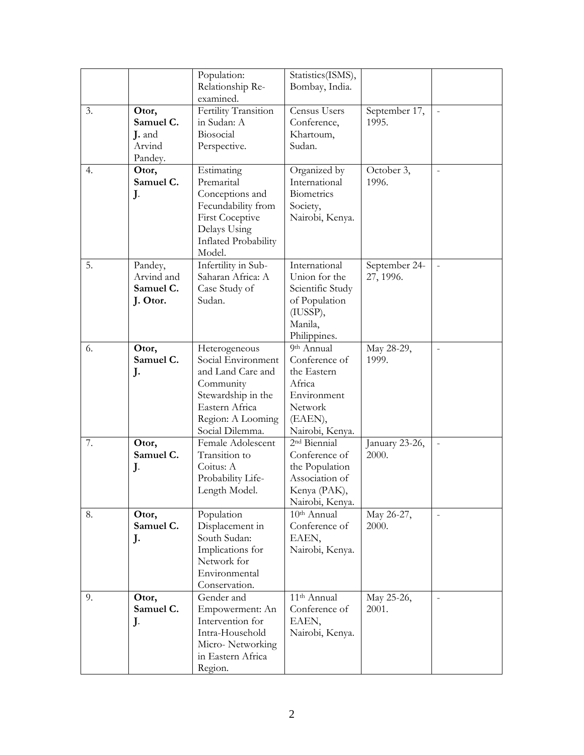| | | | | | |
|---|---|---|---|---|---|
| | | Population: Relationship Re-examined. | Statistics(ISMS), Bombay, India. | | |
| 3. | **Otor, Samuel C. J.** and Arvind Pandey. | Fertility Transition in Sudan: A Biosocial Perspective. | Census Users Conference, Khartoum, Sudan. | September 17, 1995. | - |
| 4. | **Otor, Samuel C. J**. | Estimating Premarital Conceptions and Fecundability from First Coceptive Delays Using Inflated Probability Model. | Organized by International Biometrics Society, Nairobi, Kenya. | October 3, 1996. | - |
| 5. | Pandey, Arvind and **Samuel C. J. Otor.** | Infertility in Sub-Saharan Africa: A Case Study of Sudan. | International Union for the Scientific Study of Population (IUSSP), Manila, Philippines. | September 24-27, 1996. | - |
| 6. | **Otor, Samuel C. J.** | Heterogeneous Social Environment and Land Care and Community Stewardship in the Eastern Africa Region: A Looming Social Dilemma. | 9th Annual Conference of the Eastern Africa Environment Network (EAEN), Nairobi, Kenya. | May 28-29, 1999. | - |
| 7. | **Otor, Samuel C. J**. | Female Adolescent Transition to Coitus: A Probability Life-Length Model. | 2nd Biennial Conference of the Population Association of Kenya (PAK), Nairobi, Kenya. | January 23-26, 2000. | - |
| 8. | **Otor, Samuel C. J.** | Population Displacement in South Sudan: Implications for Network for Environmental Conservation. | 10th Annual Conference of EAEN, Nairobi, Kenya. | May 26-27, 2000. | - |
| 9. | **Otor, Samuel C. J**. | Gender and Empowerment: An Intervention for Intra-Household Micro- Networking in Eastern Africa Region. | 11th Annual Conference of EAEN, Nairobi, Kenya. | May 25-26, 2001. | - |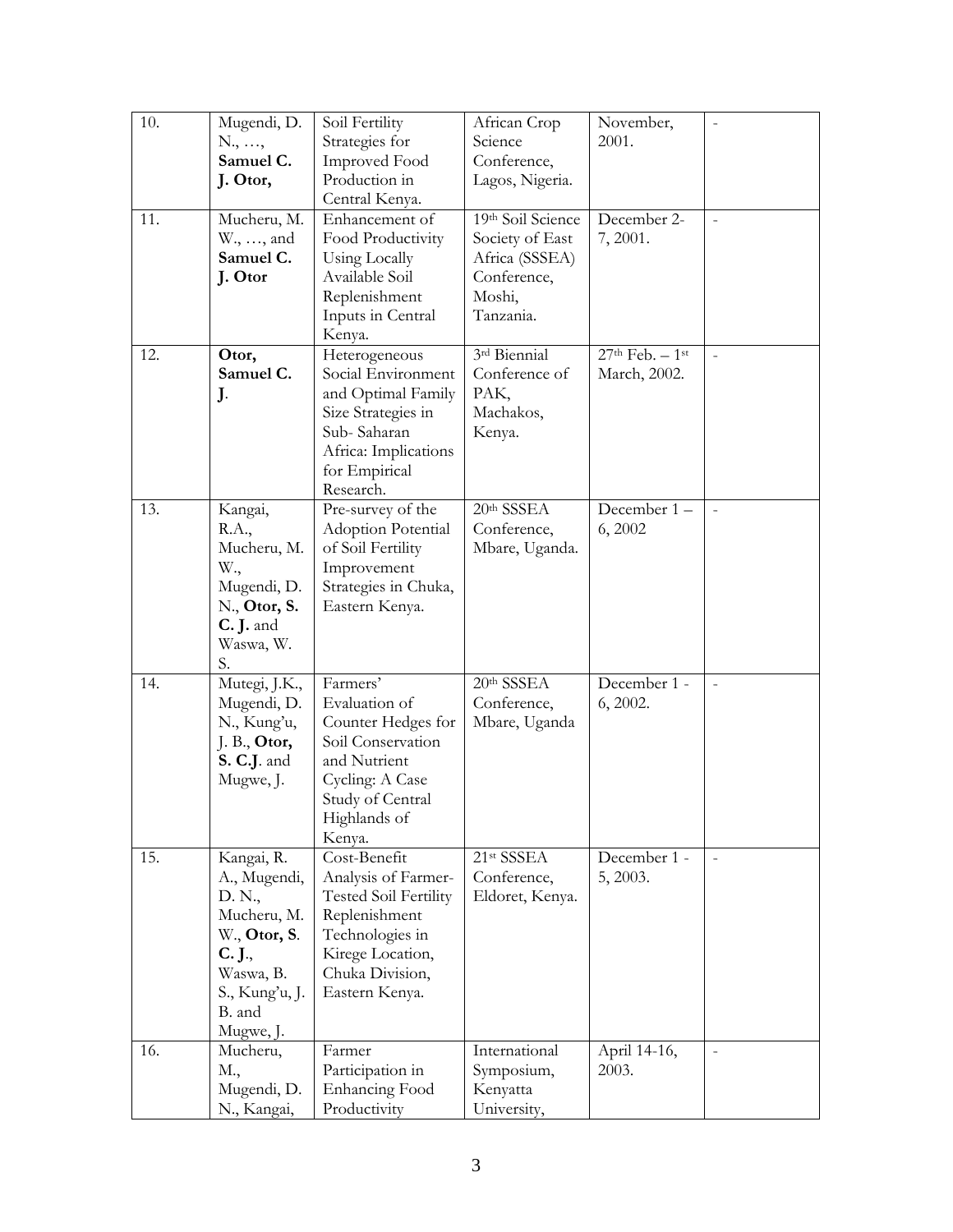| | | | | | |
|---|---|---|---|---|---|
| 10. | Mugendi, D. N., …, **Samuel C. J. Otor,** | Soil Fertility Strategies for Improved Food Production in Central Kenya. | African Crop Science Conference, Lagos, Nigeria. | November, 2001. | - |
| 11. | Mucheru, M. W., …, and **Samuel C. J. Otor** | Enhancement of Food Productivity Using Locally Available Soil Replenishment Inputs in Central Kenya. | 19th Soil Science Society of East Africa (SSSEA) Conference, Moshi, Tanzania. | December 2-7, 2001. | - |
| 12. | **Otor, Samuel C. J**. | Heterogeneous Social Environment and Optimal Family Size Strategies in Sub- Saharan Africa: Implications for Empirical Research. | 3rd Biennial Conference of PAK, Machakos, Kenya. | 27th Feb. – 1st March, 2002. | - |
| 13. | Kangai, R.A., Mucheru, M. W., Mugendi, D. N., **Otor, S. C. J.** and Waswa, W. S. | Pre-survey of the Adoption Potential of Soil Fertility Improvement Strategies in Chuka, Eastern Kenya. | 20th SSSEA Conference, Mbare, Uganda. | December 1 – 6, 2002 | - |
| 14. | Mutegi, J.K., Mugendi, D. N., Kung'u, J. B., **Otor, S. C.J**. and Mugwe, J. | Farmers' Evaluation of Counter Hedges for Soil Conservation and Nutrient Cycling: A Case Study of Central Highlands of Kenya. | 20th SSSEA Conference, Mbare, Uganda | December 1 - 6, 2002. | - |
| 15. | Kangai, R. A., Mugendi, D. N., Mucheru, M. W., **Otor, S. C. J.**, Waswa, B. S., Kung'u, J. B. and Mugwe, J. | Cost-Benefit Analysis of Farmer-Tested Soil Fertility Replenishment Technologies in Kirege Location, Chuka Division, Eastern Kenya. | 21st SSSEA Conference, Eldoret, Kenya. | December 1 - 5, 2003. | - |
| 16. | Mucheru, M., Mugendi, D. N., Kangai, | Farmer Participation in Enhancing Food Productivity | International Symposium, Kenyatta University, | April 14-16, 2003. | - |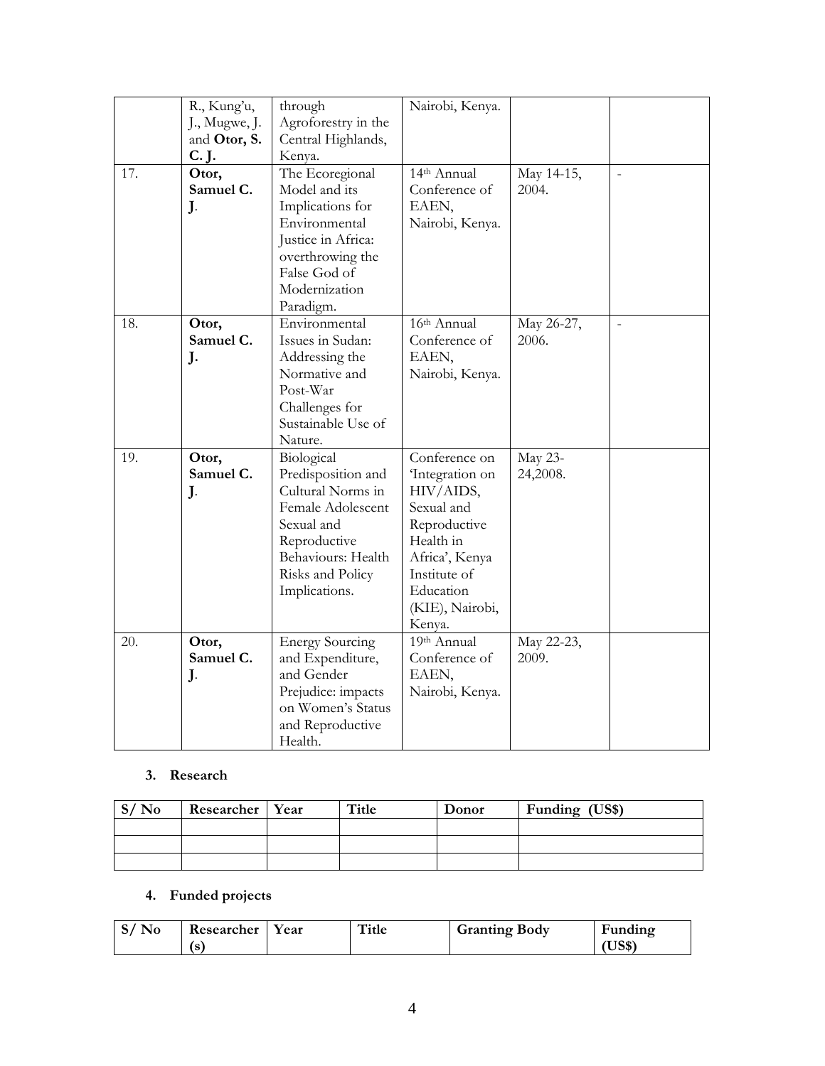|  | R., Kung'u, J., Mugwe, J. and **Otor, S. C. J.** | through Agroforestry in the Central Highlands, Kenya. | Nairobi, Kenya. |  |  |
|---|---|---|---|---|---|
| 17. | **Otor, Samuel C. J**. | The Ecoregional Model and its Implications for Environmental Justice in Africa: overthrowing the False God of Modernization Paradigm. | 14th Annual Conference of EAEN, Nairobi, Kenya. | May 14-15, 2004. | - |
| 18. | **Otor, Samuel C. J.** | Environmental Issues in Sudan: Addressing the Normative and Post-War Challenges for Sustainable Use of Nature. | 16th Annual Conference of EAEN, Nairobi, Kenya. | May 26-27, 2006. | - |
| 19. | **Otor, Samuel C. J**. | Biological Predisposition and Cultural Norms in Female Adolescent Sexual and Reproductive Behaviours: Health Risks and Policy Implications. | Conference on 'Integration on HIV/AIDS, Sexual and Reproductive Health in Africa', Kenya Institute of Education (KIE), Nairobi, Kenya. | May 23-24,2008. |  |
| 20. | **Otor, Samuel C. J**. | Energy Sourcing and Expenditure, and Gender Prejudice: impacts on Women's Status and Reproductive Health. | 19th Annual Conference of EAEN, Nairobi, Kenya. | May 22-23, 2009. |  |

### 3. Research

| S/ No | Researcher | Year | Title | Donor | Funding (US$) |
|---|---|---|---|---|---|
|  |  |  |  |  |  |
|  |  |  |  |  |  |
|  |  |  |  |  |  |

### 4. Funded projects

| S/ No | Researcher (s) | Year | Title | Granting Body | Funding (US$) |
|---|---|---|---|---|---|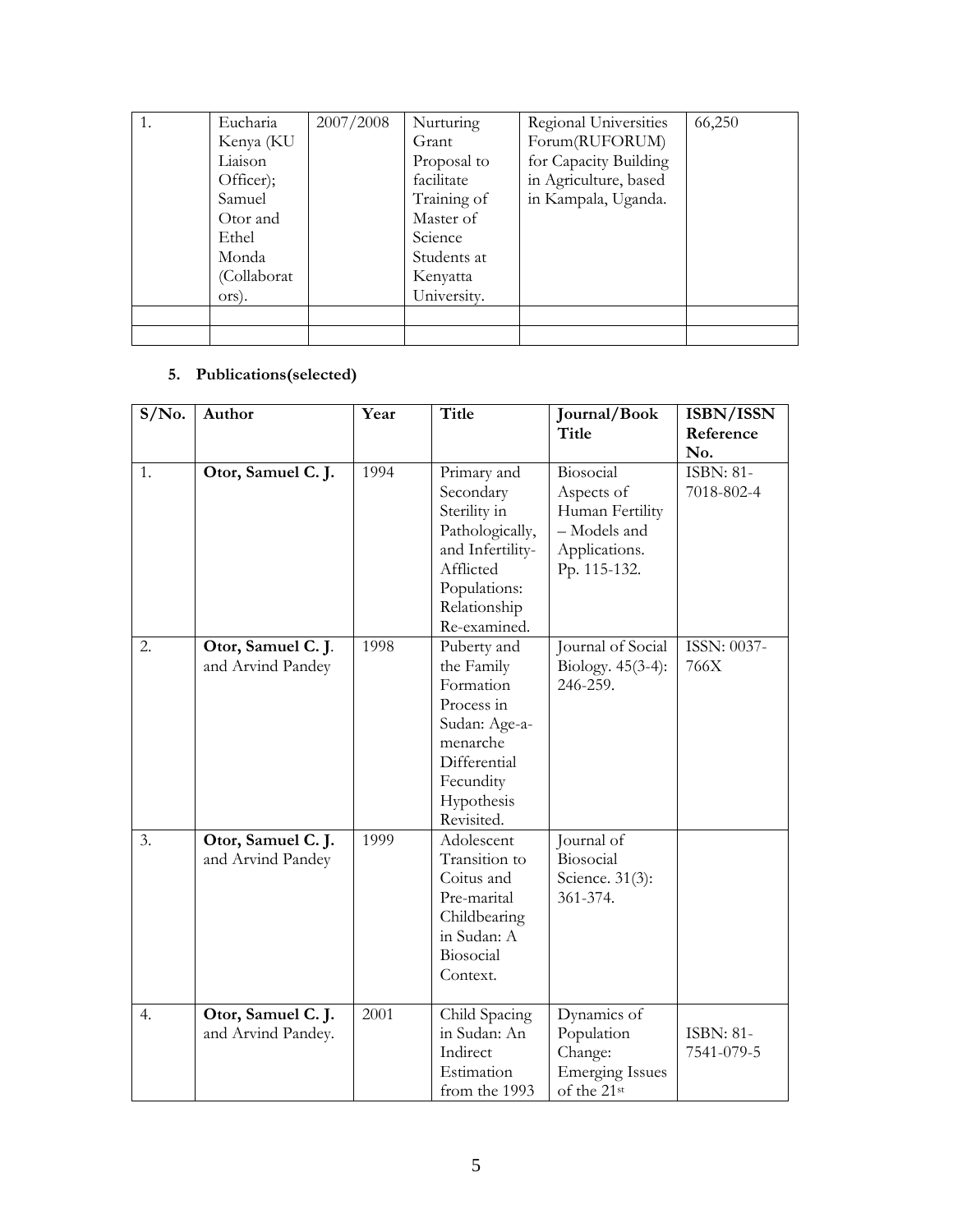| 1. | Eucharia Kenya (KU Liaison Officer); Samuel Otor and Ethel Monda (Collaborators). | 2007/2008 | Nurturing Grant Proposal to facilitate Training of Master of Science Students at Kenyatta University. | Regional Universities Forum(RUFORUM) for Capacity Building in Agriculture, based in Kampala, Uganda. | 66,250 |
|---|---|---|---|---|---|
| | | | | | |
| | | | | | |

### 5. Publications(selected)

| S/No. | Author | Year | Title | Journal/Book Title | ISBN/ISSN Reference No. |
|---|---|---|---|---|---|
| 1. | **Otor, Samuel C. J.** | 1994 | Primary and Secondary Sterility in Pathologically, and Infertility-Afflicted Populations: Relationship Re-examined. | Biosocial Aspects of Human Fertility – Models and Applications. Pp. 115-132. | ISBN: 81-7018-802-4 |
| 2. | **Otor, Samuel C. J.** and Arvind Pandey | 1998 | Puberty and the Family Formation Process in Sudan: Age-a-menarche Differential Fecundity Hypothesis Revisited. | Journal of Social Biology. 45(3-4): 246-259. | ISSN: 0037-766X |
| 3. | **Otor, Samuel C. J.** and Arvind Pandey | 1999 | Adolescent Transition to Coitus and Pre-marital Childbearing in Sudan: A Biosocial Context. | Journal of Biosocial Science. 31(3): 361-374. | |
| 4. | **Otor, Samuel C. J.** and Arvind Pandey. | 2001 | Child Spacing in Sudan: An Indirect Estimation from the 1993 | Dynamics of Population Change: Emerging Issues of the 21st | ISBN: 81-7541-079-5 |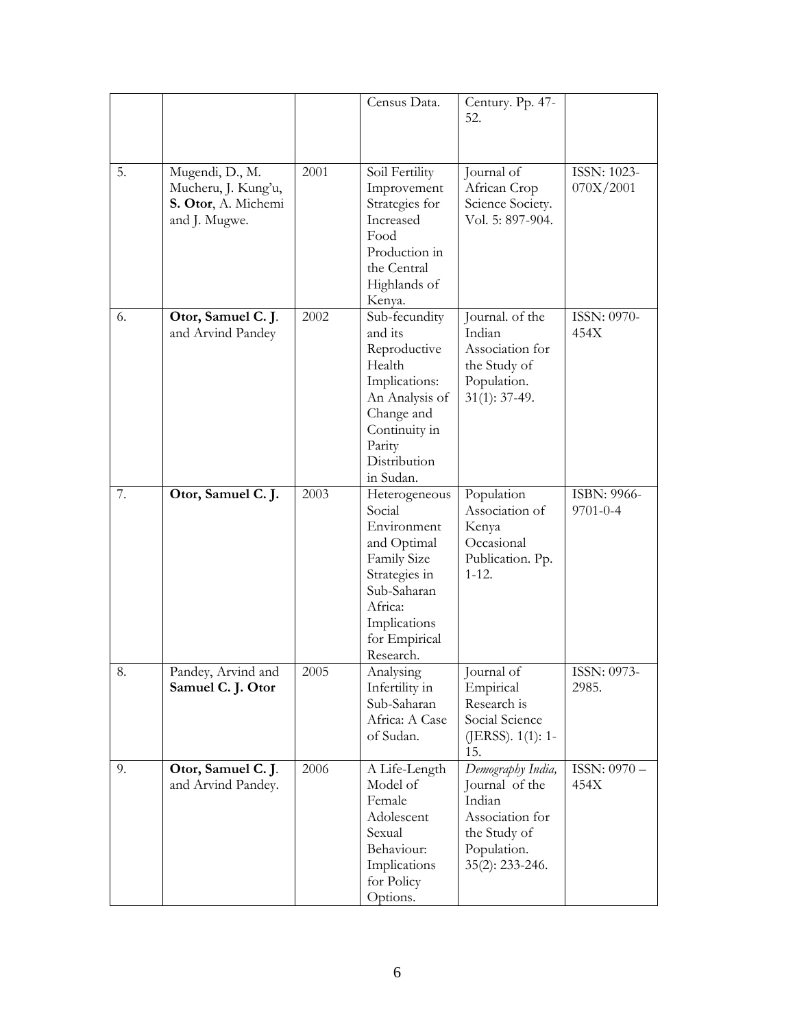| | | | | | |
|---|---|---|---|---|---|
| | | | Census Data. | Century. Pp. 47-52. | |
| 5. | Mugendi, D., M. Mucheru, J. Kung'u, **S. Otor**, A. Michemi and J. Mugwe. | 2001 | Soil Fertility Improvement Strategies for Increased Food Production in the Central Highlands of Kenya. | Journal of African Crop Science Society. Vol. 5: 897-904. | ISSN: 1023-070X/2001 |
| 6. | **Otor, Samuel C. J**. and Arvind Pandey | 2002 | Sub-fecundity and its Reproductive Health Implications: An Analysis of Change and Continuity in Parity Distribution in Sudan. | Journal. of the Indian Association for the Study of Population. 31(1): 37-49. | ISSN: 0970-454X |
| 7. | **Otor, Samuel C. J.** | 2003 | Heterogeneous Social Environment and Optimal Family Size Strategies in Sub-Saharan Africa: Implications for Empirical Research. | Population Association of Kenya Occasional Publication. Pp. 1-12. | ISBN: 9966-9701-0-4 |
| 8. | Pandey, Arvind and **Samuel C. J. Otor** | 2005 | Analysing Infertility in Sub-Saharan Africa: A Case of Sudan. | Journal of Empirical Research is Social Science (JERSS). 1(1): 1-15. | ISSN: 0973-2985. |
| 9. | **Otor, Samuel C. J**. and Arvind Pandey. | 2006 | A Life-Length Model of Female Adolescent Sexual Behaviour: Implications for Policy Options. | *Demography India,* Journal of the Indian Association for the Study of Population. 35(2): 233-246. | ISSN: 0970 – 454X |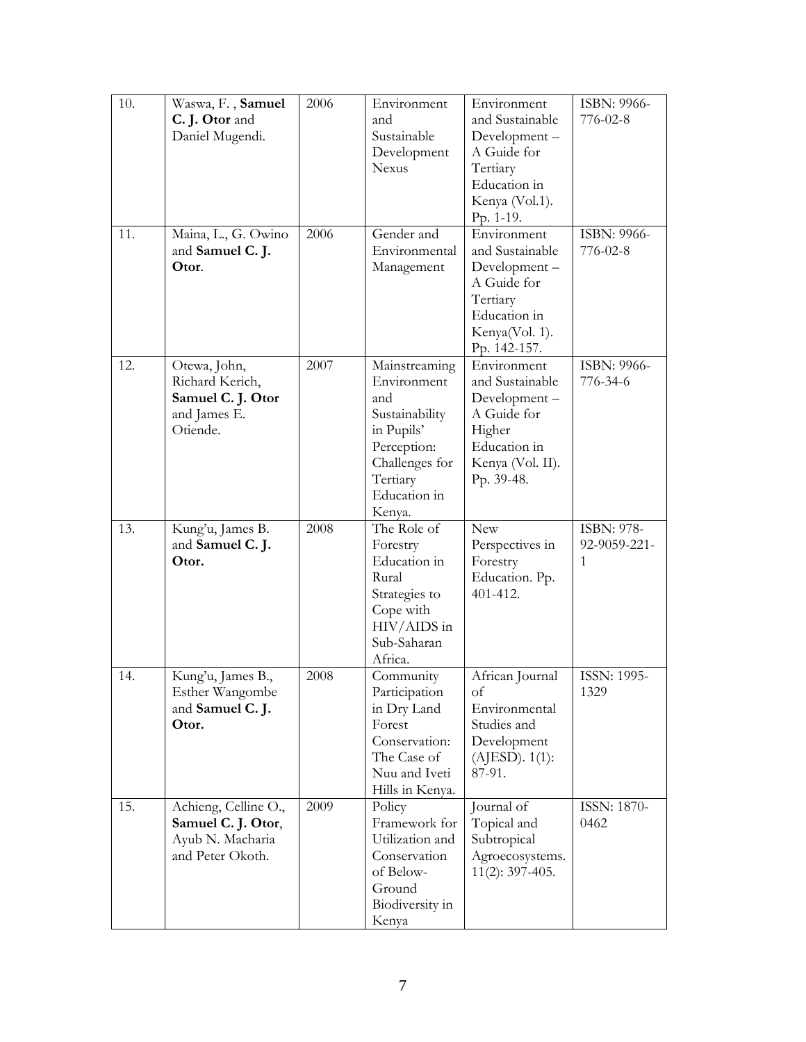| 10. | Waswa, F. , **Samuel C. J. Otor** and Daniel Mugendi. | 2006 | Environment and Sustainable Development Nexus | Environment and Sustainable Development – A Guide for Tertiary Education in Kenya (Vol.1). Pp. 1-19. | ISBN: 9966-776-02-8 |
|---|---|---|---|---|---|
| 11. | Maina, L., G. Owino and **Samuel C. J. Otor**. | 2006 | Gender and Environmental Management | Environment and Sustainable Development – A Guide for Tertiary Education in Kenya(Vol. 1). Pp. 142-157. | ISBN: 9966-776-02-8 |
| 12. | Otewa, John, Richard Kerich, **Samuel C. J. Otor** and James E. Otiende. | 2007 | Mainstreaming Environment and Sustainability in Pupils' Perception: Challenges for Tertiary Education in Kenya. | Environment and Sustainable Development – A Guide for Higher Education in Kenya (Vol. II). Pp. 39-48. | ISBN: 9966-776-34-6 |
| 13. | Kung'u, James B. and **Samuel C. J. Otor.** | 2008 | The Role of Forestry Education in Rural Strategies to Cope with HIV/AIDS in Sub-Saharan Africa. | New Perspectives in Forestry Education. Pp. 401-412. | ISBN: 978-92-9059-221-1 |
| 14. | Kung'u, James B., Esther Wangombe and **Samuel C. J. Otor.** | 2008 | Community Participation in Dry Land Forest Conservation: The Case of Nuu and Iveti Hills in Kenya. | African Journal of Environmental Studies and Development (AJESD). 1(1): 87-91. | ISSN: 1995-1329 |
| 15. | Achieng, Celline O., **Samuel C. J. Otor**, Ayub N. Macharia and Peter Okoth. | 2009 | Policy Framework for Utilization and Conservation of Below-Ground Biodiversity in Kenya | Journal of Topical and Subtropical Agroecosystems. 11(2): 397-405. | ISSN: 1870-0462 |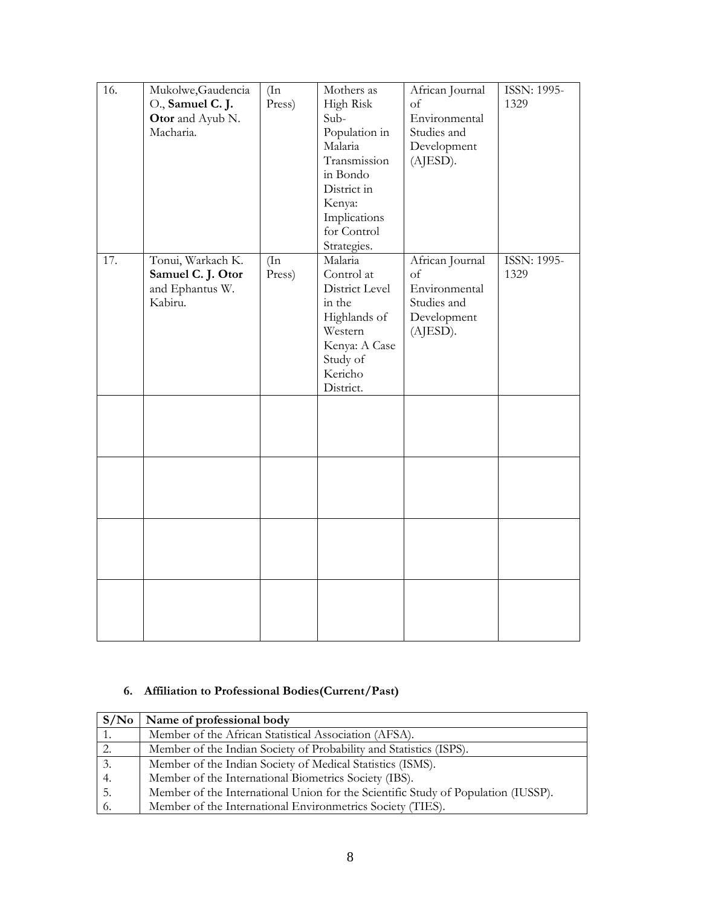| 16. | Mukolwe,Gaudencia O., **Samuel C. J. Otor** and Ayub N. Macharia. | (In Press) | Mothers as High Risk Sub-Population in Malaria Transmission in Bondo District in Kenya: Implications for Control Strategies. | African Journal of Environmental Studies and Development (AJESD). | ISSN: 1995-1329 |
|---|---|---|---|---|---|
| 17. | Tonui, Warkach K. **Samuel C. J. Otor** and Ephantus W. Kabiru. | (In Press) | Malaria Control at District Level in the Highlands of Western Kenya: A Case Study of Kericho District. | African Journal of Environmental Studies and Development (AJESD). | ISSN: 1995-1329 |
| | | | | | |
| | | | | | |
| | | | | | |
| | | | | | |

### 6. Affiliation to Professional Bodies(Current/Past)

| S/No | Name of professional body |
|---|---|
| 1. | Member of the African Statistical Association (AFSA). |
| 2. | Member of the Indian Society of Probability and Statistics (ISPS). |
| 3. | Member of the Indian Society of Medical Statistics (ISMS). |
| 4. | Member of the International Biometrics Society (IBS). |
| 5. | Member of the International Union for the Scientific Study of Population (IUSSP). |
| 6. | Member of the International Environmetrics Society (TIES). |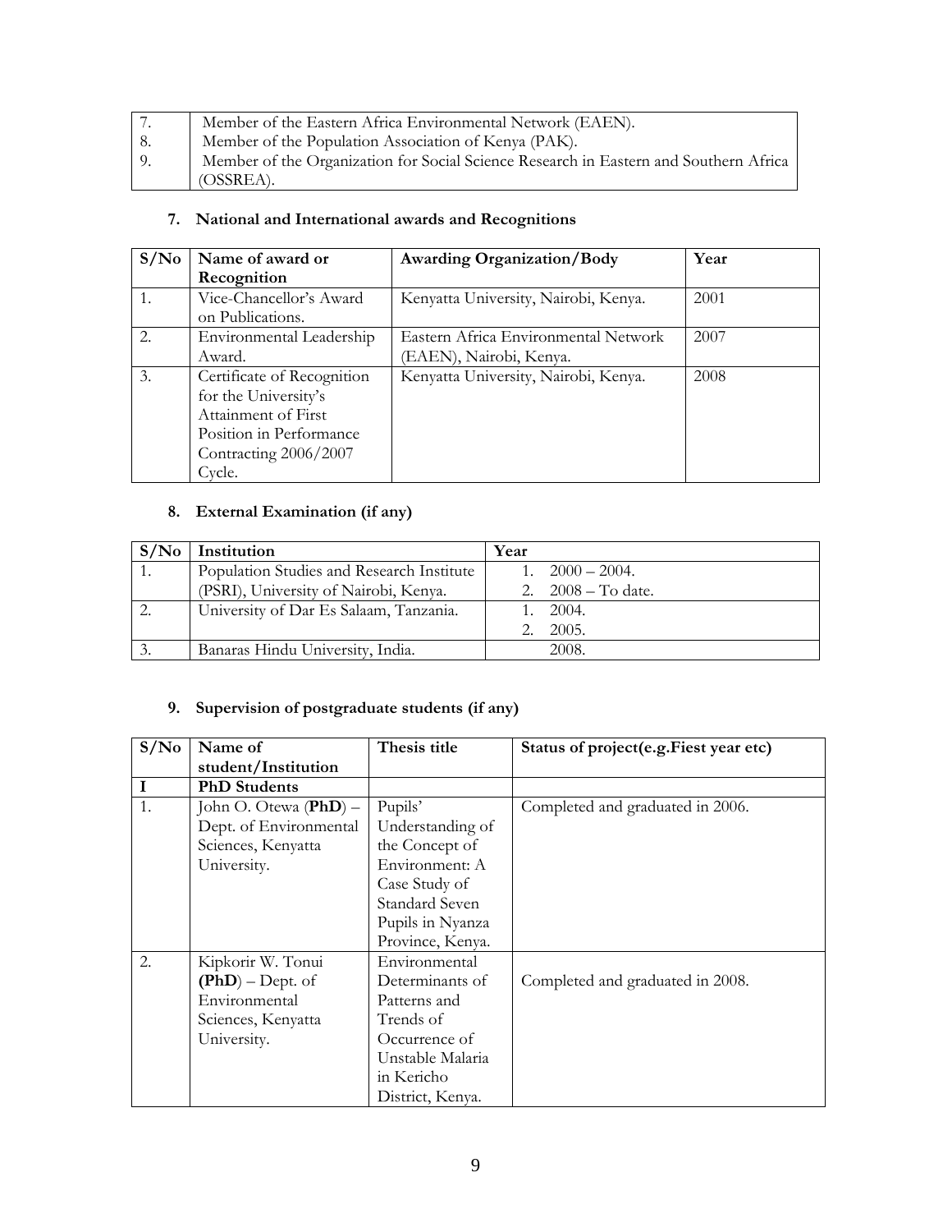| | |
|---|---|
| 7. | Member of the Eastern Africa Environmental Network (EAEN). |
| 8. | Member of the Population Association of Kenya (PAK). |
| 9. | Member of the Organization for Social Science Research in Eastern and Southern Africa (OSSREA). |

## 7. National and International awards and Recognitions

| S/No | Name of award or Recognition | Awarding Organization/Body | Year |
|---|---|---|---|
| 1. | Vice-Chancellor's Award on Publications. | Kenyatta University, Nairobi, Kenya. | 2001 |
| 2. | Environmental Leadership Award. | Eastern Africa Environmental Network (EAEN), Nairobi, Kenya. | 2007 |
| 3. | Certificate of Recognition for the University's Attainment of First Position in Performance Contracting 2006/2007 Cycle. | Kenyatta University, Nairobi, Kenya. | 2008 |

## 8. External Examination (if any)

| S/No | Institution | Year |
|---|---|---|
| 1. | Population Studies and Research Institute (PSRI), University of Nairobi, Kenya. | 1. 2000 – 2004.<br>2. 2008 – To date. |
| 2. | University of Dar Es Salaam, Tanzania. | 1. 2004.<br>2. 2005. |
| 3. | Banaras Hindu University, India. | 2008. |

## 9. Supervision of postgraduate students (if any)

| S/No | Name of student/Institution | Thesis title | Status of project(e.g.Fiest year etc) |
|---|---|---|---|
| **I** | **PhD Students** | | |
| 1. | John O. Otewa (**PhD**) – Dept. of Environmental Sciences, Kenyatta University. | Pupils' Understanding of the Concept of Environment: A Case Study of Standard Seven Pupils in Nyanza Province, Kenya. | Completed and graduated in 2006. |
| 2. | Kipkorir W. Tonui (**PhD**) – Dept. of Environmental Sciences, Kenyatta University. | Environmental Determinants of Patterns and Trends of Occurrence of Unstable Malaria in Kericho District, Kenya. | Completed and graduated in 2008. |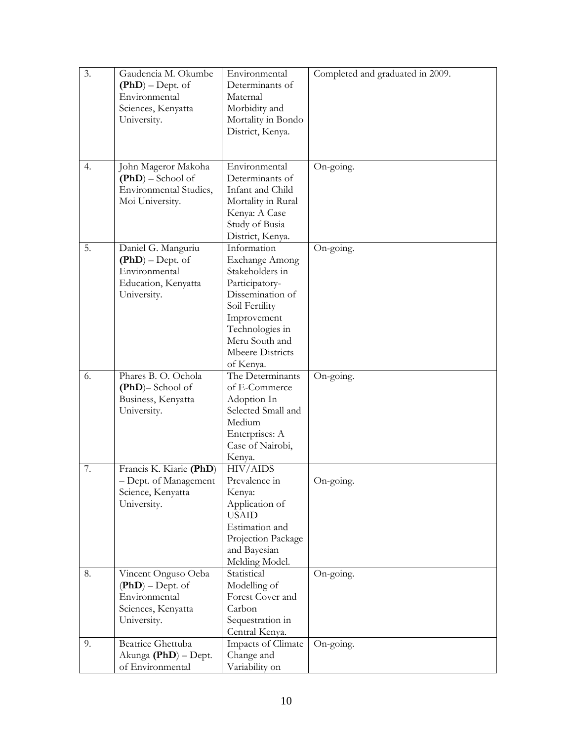| 3. | Gaudencia M. Okumbe **(PhD)** – Dept. of Environmental Sciences, Kenyatta University. | Environmental Determinants of Maternal Morbidity and Mortality in Bondo District, Kenya. | Completed and graduated in 2009. |
|---|---|---|---|
| 4. | John Mageror Makoha **(PhD)** – School of Environmental Studies, Moi University. | Environmental Determinants of Infant and Child Mortality in Rural Kenya: A Case Study of Busia District, Kenya. | On-going. |
| 5. | Daniel G. Manguriu **(PhD)** – Dept. of Environmental Education, Kenyatta University. | Information Exchange Among Stakeholders in Participatory-Dissemination of Soil Fertility Improvement Technologies in Meru South and Mbeere Districts of Kenya. | On-going. |
| 6. | Phares B. O. Ochola **(PhD)**– School of Business, Kenyatta University. | The Determinants of E-Commerce Adoption In Selected Small and Medium Enterprises: A Case of Nairobi, Kenya. | On-going. |
| 7. | Francis K. Kiarie **(PhD)** – Dept. of Management Science, Kenyatta University. | HIV/AIDS Prevalence in Kenya: Application of USAID Estimation and Projection Package and Bayesian Melding Model. | On-going. |
| 8. | Vincent Onguso Oeba (**PhD**) – Dept. of Environmental Sciences, Kenyatta University. | Statistical Modelling of Forest Cover and Carbon Sequestration in Central Kenya. | On-going. |
| 9. | Beatrice Ghettuba Akunga **(PhD)** – Dept. of Environmental | Impacts of Climate Change and Variability on | On-going. |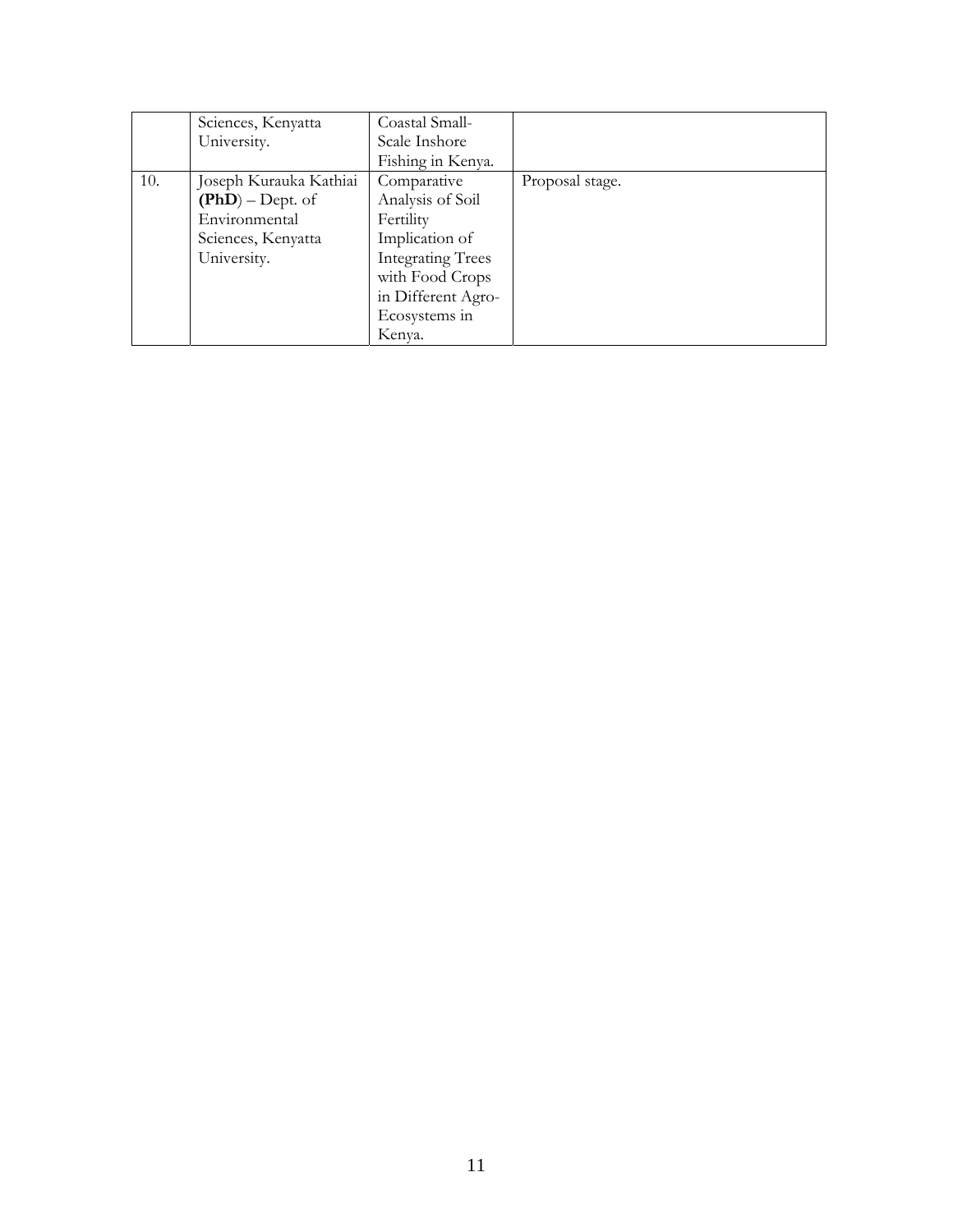|  |  |  |  |
|---|---|---|---|
|  | Sciences, Kenyatta University. | Coastal Small-Scale Inshore Fishing in Kenya. |  |
| 10. | Joseph Kurauka Kathiai **(PhD)** – Dept. of Environmental Sciences, Kenyatta University. | Comparative Analysis of Soil Fertility Implication of Integrating Trees with Food Crops in Different Agro-Ecosystems in Kenya. | Proposal stage. |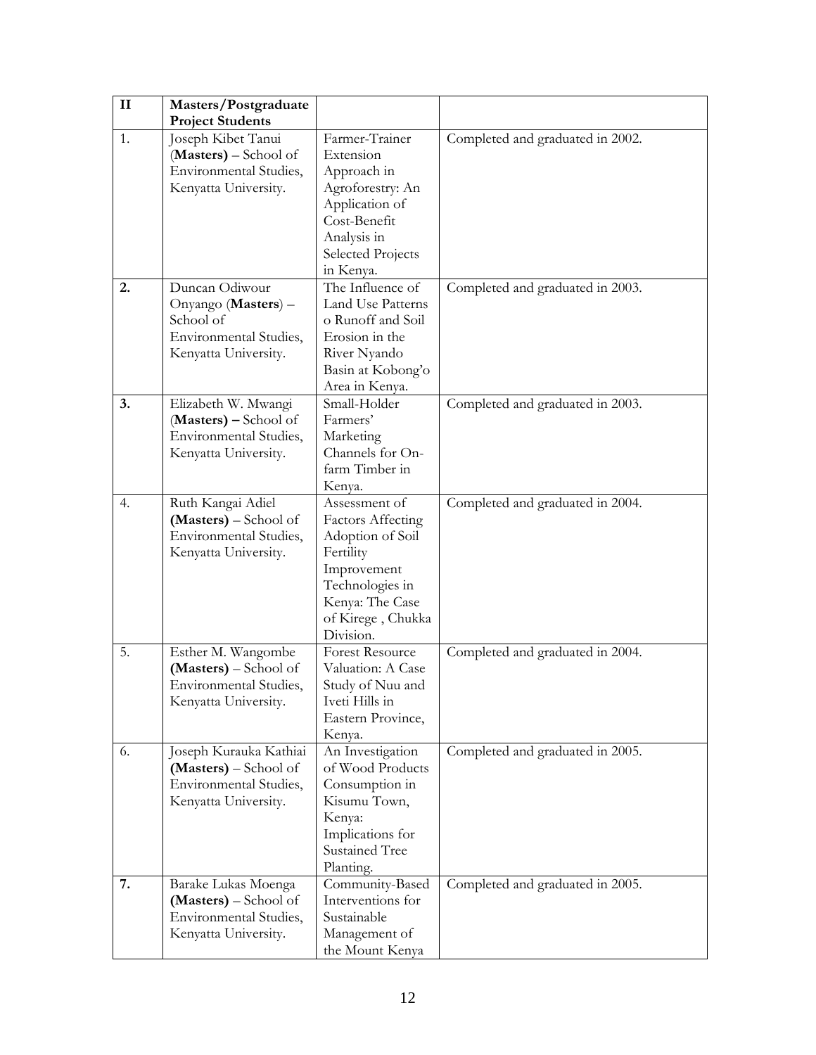| **II** | **Masters/Postgraduate Project Students** | | |
|---|---|---|---|
| 1. | Joseph Kibet Tanui (**Masters**) – School of Environmental Studies, Kenyatta University. | Farmer-Trainer Extension Approach in Agroforestry: An Application of Cost-Benefit Analysis in Selected Projects in Kenya. | Completed and graduated in 2002. |
| **2.** | Duncan Odiwour Onyango (**Masters**) – School of Environmental Studies, Kenyatta University. | The Influence of Land Use Patterns o Runoff and Soil Erosion in the River Nyando Basin at Kobong'o Area in Kenya. | Completed and graduated in 2003. |
| **3.** | Elizabeth W. Mwangi (**Masters) –** School of Environmental Studies, Kenyatta University. | Small-Holder Farmers' Marketing Channels for On-farm Timber in Kenya. | Completed and graduated in 2003. |
| 4. | Ruth Kangai Adiel **(Masters)** – School of Environmental Studies, Kenyatta University. | Assessment of Factors Affecting Adoption of Soil Fertility Improvement Technologies in Kenya: The Case of Kirege , Chukka Division. | Completed and graduated in 2004. |
| 5. | Esther M. Wangombe **(Masters)** – School of Environmental Studies, Kenyatta University. | Forest Resource Valuation: A Case Study of Nuu and Iveti Hills in Eastern Province, Kenya. | Completed and graduated in 2004. |
| 6. | Joseph Kurauka Kathiai **(Masters)** – School of Environmental Studies, Kenyatta University. | An Investigation of Wood Products Consumption in Kisumu Town, Kenya: Implications for Sustained Tree Planting. | Completed and graduated in 2005. |
| **7.** | Barake Lukas Moenga **(Masters)** – School of Environmental Studies, Kenyatta University. | Community-Based Interventions for Sustainable Management of the Mount Kenya | Completed and graduated in 2005. |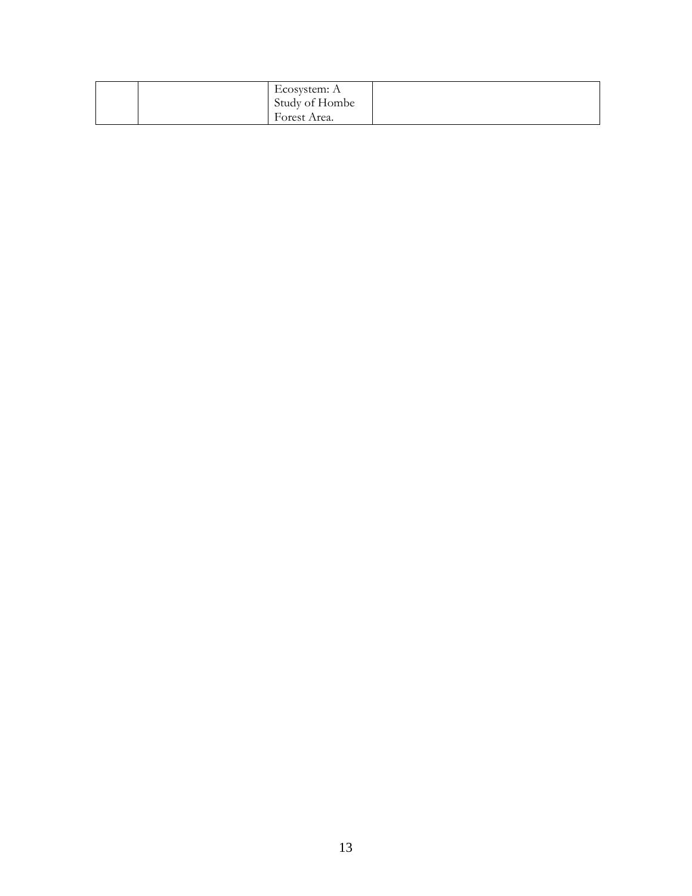| | | | |
|---|---|---|---|
| | | Ecosystem: A Study of Hombe Forest Area. | |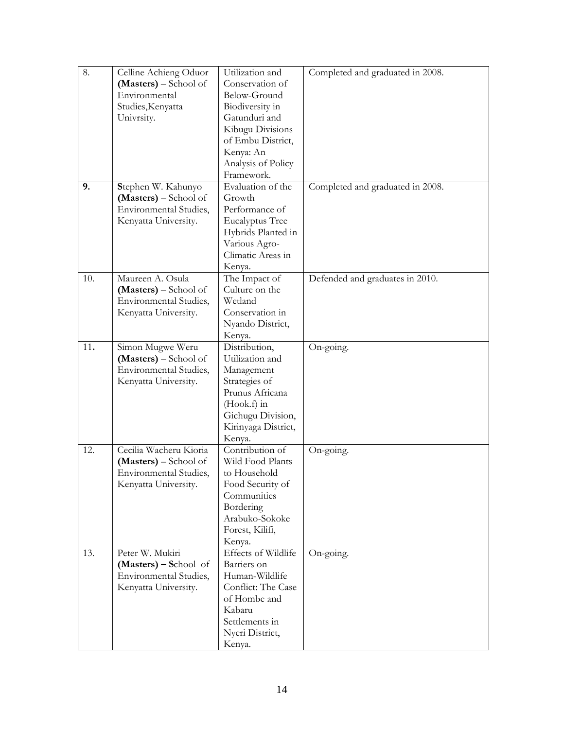| | | | |
|---|---|---|---|
| 8. | Celline Achieng Oduor **(Masters)** – School of Environmental Studies,Kenyatta Univrsity. | Utilization and Conservation of Below-Ground Biodiversity in Gatunduri and Kibugu Divisions of Embu District, Kenya: An Analysis of Policy Framework. | Completed and graduated in 2008. |
| **9.** | **S**tephen W. Kahunyo **(Masters)** – School of Environmental Studies, Kenyatta University. | Evaluation of the Growth Performance of Eucalyptus Tree Hybrids Planted in Various Agro-Climatic Areas in Kenya. | Completed and graduated in 2008. |
| 10. | Maureen A. Osula **(Masters)** – School of Environmental Studies, Kenyatta University. | The Impact of Culture on the Wetland Conservation in Nyando District, Kenya. | Defended and graduates in 2010. |
| 11**.** | Simon Mugwe Weru **(Masters)** – School of Environmental Studies, Kenyatta University. | Distribution, Utilization and Management Strategies of Prunus Africana (Hook.f) in Gichugu Division, Kirinyaga District, Kenya. | On-going. |
| 12. | Cecilia Wacheru Kioria **(Masters)** – School of Environmental Studies, Kenyatta University. | Contribution of Wild Food Plants to Household Food Security of Communities Bordering Arabuko-Sokoke Forest, Kilifi, Kenya. | On-going. |
| 13. | Peter W. Mukiri **(Masters) – S**chool of Environmental Studies, Kenyatta University. | Effects of Wildlife Barriers on Human-Wildlife Conflict: The Case of Hombe and Kabaru Settlements in Nyeri District, Kenya. | On-going. |